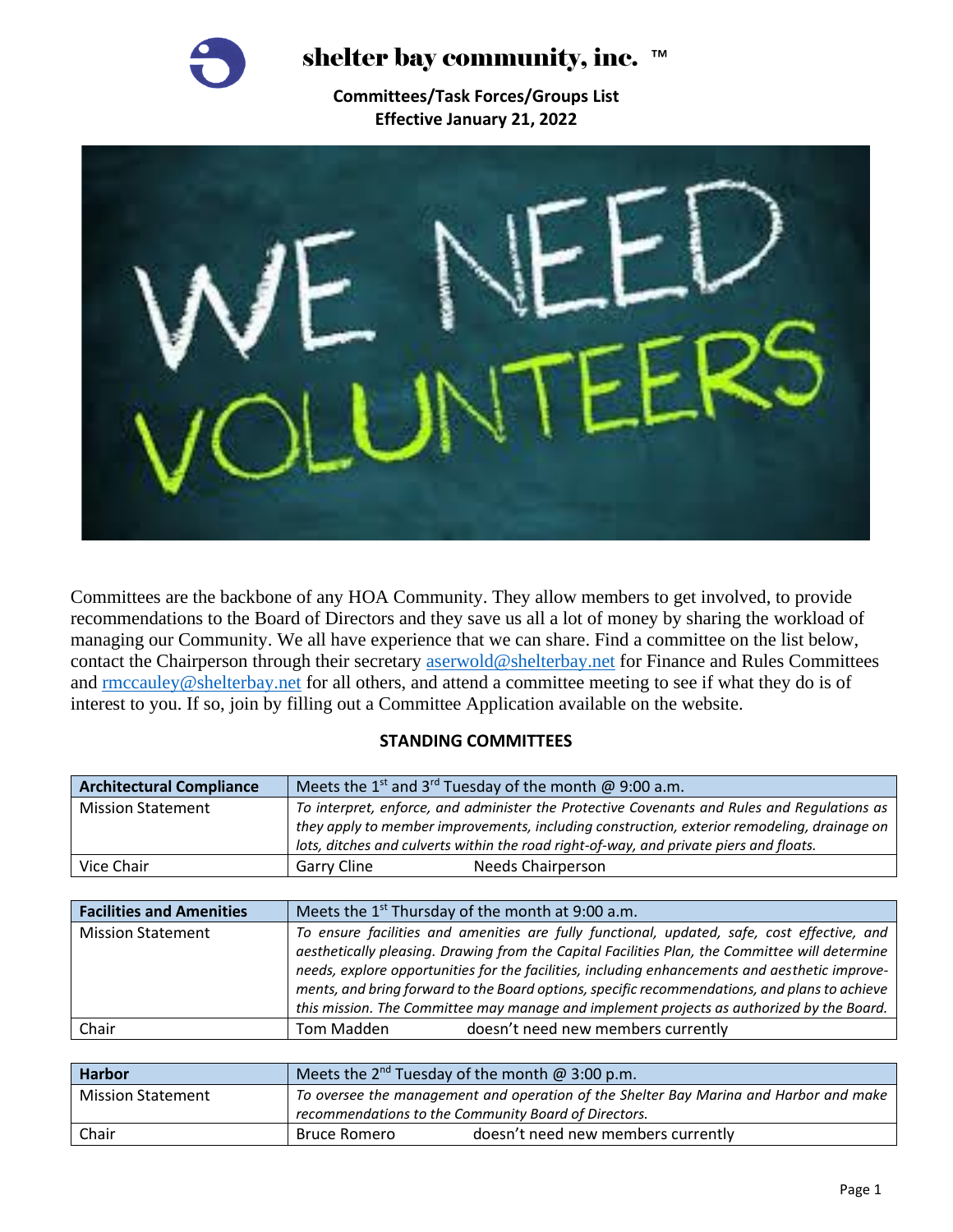# shelter bay community, inc. ™

**Committees/Task Forces/Groups List**
**Effective January 21, 2022**

Committees are the backbone of any HOA Community. They allow members to get involved, to provide recommendations to the Board of Directors and they save us all a lot of money by sharing the workload of managing our Community. We all have experience that we can share. Find a committee on the list below, contact the Chairperson through their secretary aserwold@shelterbay.net for Finance and Rules Committees and rmccauley@shelterbay.net for all others, and attend a committee meeting to see if what they do is of interest to you. If so, join by filling out a Committee Application available on the website.

## STANDING COMMITTEES

| **Architectural Compliance** | Meets the 1st and 3rd Tuesday of the month @ 9:00 a.m. |
|---|---|
| Mission Statement | *To interpret, enforce, and administer the Protective Covenants and Rules and Regulations as they apply to member improvements, including construction, exterior remodeling, drainage on lots, ditches and culverts within the road right-of-way, and private piers and floats.* |
| Vice Chair | Garry Cline Needs Chairperson |

| **Facilities and Amenities** | Meets the 1st Thursday of the month at 9:00 a.m. |
|---|---|
| Mission Statement | *To ensure facilities and amenities are fully functional, updated, safe, cost effective, and aesthetically pleasing. Drawing from the Capital Facilities Plan, the Committee will determine needs, explore opportunities for the facilities, including enhancements and aesthetic improvements, and bring forward to the Board options, specific recommendations, and plans to achieve this mission. The Committee may manage and implement projects as authorized by the Board.* |
| Chair | Tom Madden doesn't need new members currently |

| **Harbor** | Meets the 2nd Tuesday of the month @ 3:00 p.m. |
|---|---|
| Mission Statement | *To oversee the management and operation of the Shelter Bay Marina and Harbor and make recommendations to the Community Board of Directors.* |
| Chair | Bruce Romero doesn't need new members currently |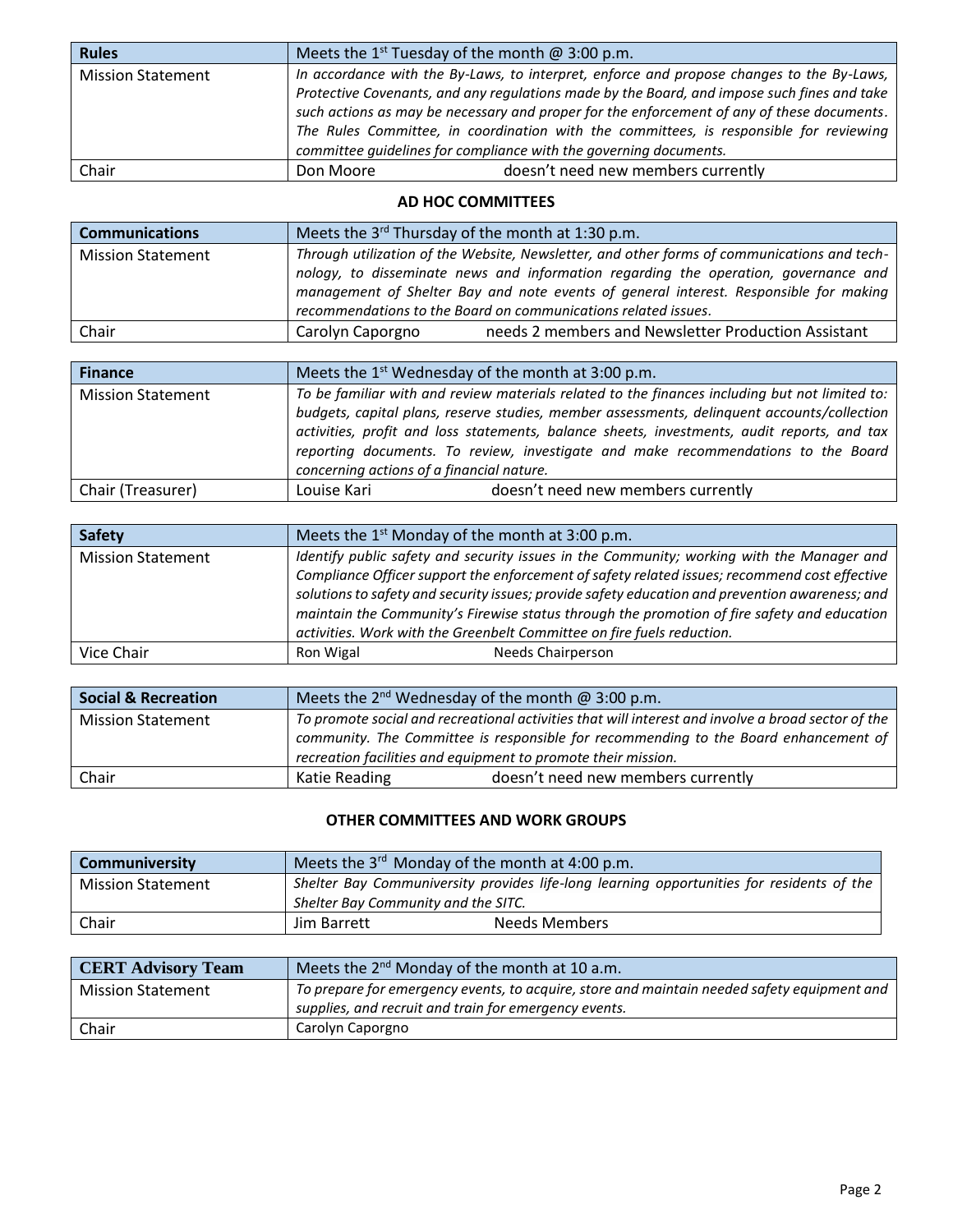| Rules | Meets the 1st Tuesday of the month @ 3:00 p.m. |
|---|---|
| Mission Statement | *In accordance with the By-Laws, to interpret, enforce and propose changes to the By-Laws, Protective Covenants, and any regulations made by the Board, and impose such fines and take such actions as may be necessary and proper for the enforcement of any of these documents. The Rules Committee, in coordination with the committees, is responsible for reviewing committee guidelines for compliance with the governing documents.* |
| Chair | Don Moore doesn't need new members currently |

**AD HOC COMMITTEES**

| Communications | Meets the 3rd Thursday of the month at 1:30 p.m. |
|---|---|
| Mission Statement | *Through utilization of the Website, Newsletter, and other forms of communications and technology, to disseminate news and information regarding the operation, governance and management of Shelter Bay and note events of general interest. Responsible for making recommendations to the Board on communications related issues.* |
| Chair | Carolyn Caporgno needs 2 members and Newsletter Production Assistant |

| Finance | Meets the 1st Wednesday of the month at 3:00 p.m. |
|---|---|
| Mission Statement | *To be familiar with and review materials related to the finances including but not limited to: budgets, capital plans, reserve studies, member assessments, delinquent accounts/collection activities, profit and loss statements, balance sheets, investments, audit reports, and tax reporting documents. To review, investigate and make recommendations to the Board concerning actions of a financial nature.* |
| Chair (Treasurer) | Louise Kari doesn't need new members currently |

| Safety | Meets the 1st Monday of the month at 3:00 p.m. |
|---|---|
| Mission Statement | *Identify public safety and security issues in the Community; working with the Manager and Compliance Officer support the enforcement of safety related issues; recommend cost effective solutions to safety and security issues; provide safety education and prevention awareness; and maintain the Community's Firewise status through the promotion of fire safety and education activities. Work with the Greenbelt Committee on fire fuels reduction.* |
| Vice Chair | Ron Wigal Needs Chairperson |

| Social & Recreation | Meets the 2nd Wednesday of the month @ 3:00 p.m. |
|---|---|
| Mission Statement | *To promote social and recreational activities that will interest and involve a broad sector of the community. The Committee is responsible for recommending to the Board enhancement of recreation facilities and equipment to promote their mission.* |
| Chair | Katie Reading doesn't need new members currently |

**OTHER COMMITTEES AND WORK GROUPS**

| Communiversity | Meets the 3rd Monday of the month at 4:00 p.m. |
|---|---|
| Mission Statement | *Shelter Bay Communiversity provides life-long learning opportunities for residents of the Shelter Bay Community and the SITC.* |
| Chair | Jim Barrett Needs Members |

| CERT Advisory Team | Meets the 2nd Monday of the month at 10 a.m. |
|---|---|
| Mission Statement | *To prepare for emergency events, to acquire, store and maintain needed safety equipment and supplies, and recruit and train for emergency events.* |
| Chair | Carolyn Caporgno |